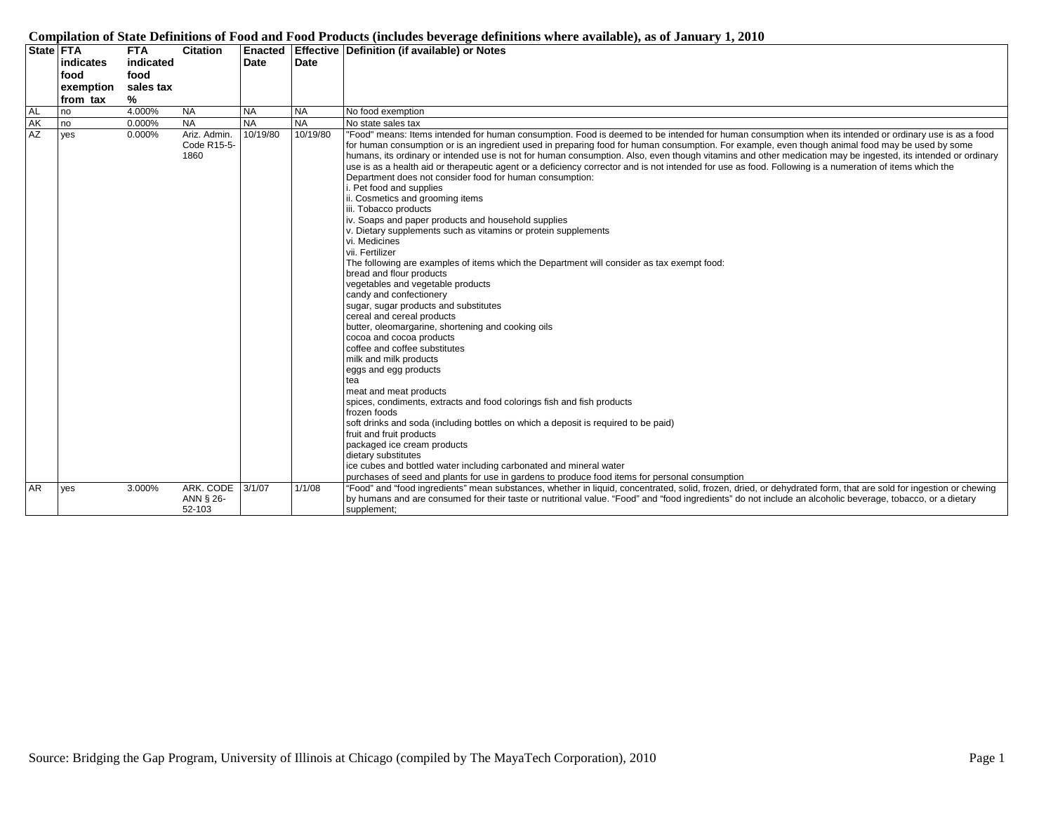# Compilation of State Definitions of Food and Food Products (includes beverage definitions where available), as of January 1, 2010

| State | FTA indicates food exemption from tax | FTA indicated food sales tax % | Citation | Enacted Date | Effective Date | Definition (if available) or Notes |
|---|---|---|---|---|---|---|
| AL | no | 4.000% | NA | NA | NA | No food exemption |
| AK | no | 0.000% | NA | NA | NA | No state sales tax |
| AZ | yes | 0.000% | Ariz. Admin. Code R15-5-1860 | 10/19/80 | 10/19/80 | "Food" means: Items intended for human consumption. Food is deemed to be intended for human consumption when its intended or ordinary use is as a food for human consumption or is an ingredient used in preparing food for human consumption. For example, even though animal food may be used by some humans, its ordinary or intended use is not for human consumption. Also, even though vitamins and other medication may be ingested, its intended or ordinary use is as a health aid or therapeutic agent or a deficiency corrector and is not intended for use as food. Following is a numeration of items which the Department does not consider food for human consumption:<br>i. Pet food and supplies<br>ii. Cosmetics and grooming items<br>iii. Tobacco products<br>iv. Soaps and paper products and household supplies<br>v. Dietary supplements such as vitamins or protein supplements<br>vi. Medicines<br>vii. Fertilizer<br>The following are examples of items which the Department will consider as tax exempt food:<br>bread and flour products<br>vegetables and vegetable products<br>candy and confectionery<br>sugar, sugar products and substitutes<br>cereal and cereal products<br>butter, oleomargarine, shortening and cooking oils<br>cocoa and cocoa products<br>coffee and coffee substitutes<br>milk and milk products<br>eggs and egg products<br>tea<br>meat and meat products<br>spices, condiments, extracts and food colorings fish and fish products<br>frozen foods<br>soft drinks and soda (including bottles on which a deposit is required to be paid)<br>fruit and fruit products<br>packaged ice cream products<br>dietary substitutes<br>ice cubes and bottled water including carbonated and mineral water<br>purchases of seed and plants for use in gardens to produce food items for personal consumption |
| AR | yes | 3.000% | ARK. CODE ANN § 26-52-103 | 3/1/07 | 1/1/08 | "Food" and "food ingredients" mean substances, whether in liquid, concentrated, solid, frozen, dried, or dehydrated form, that are sold for ingestion or chewing by humans and are consumed for their taste or nutritional value. "Food" and "food ingredients" do not include an alcoholic beverage, tobacco, or a dietary supplement; |

Source: Bridging the Gap Program, University of Illinois at Chicago (compiled by The MayaTech Corporation), 2010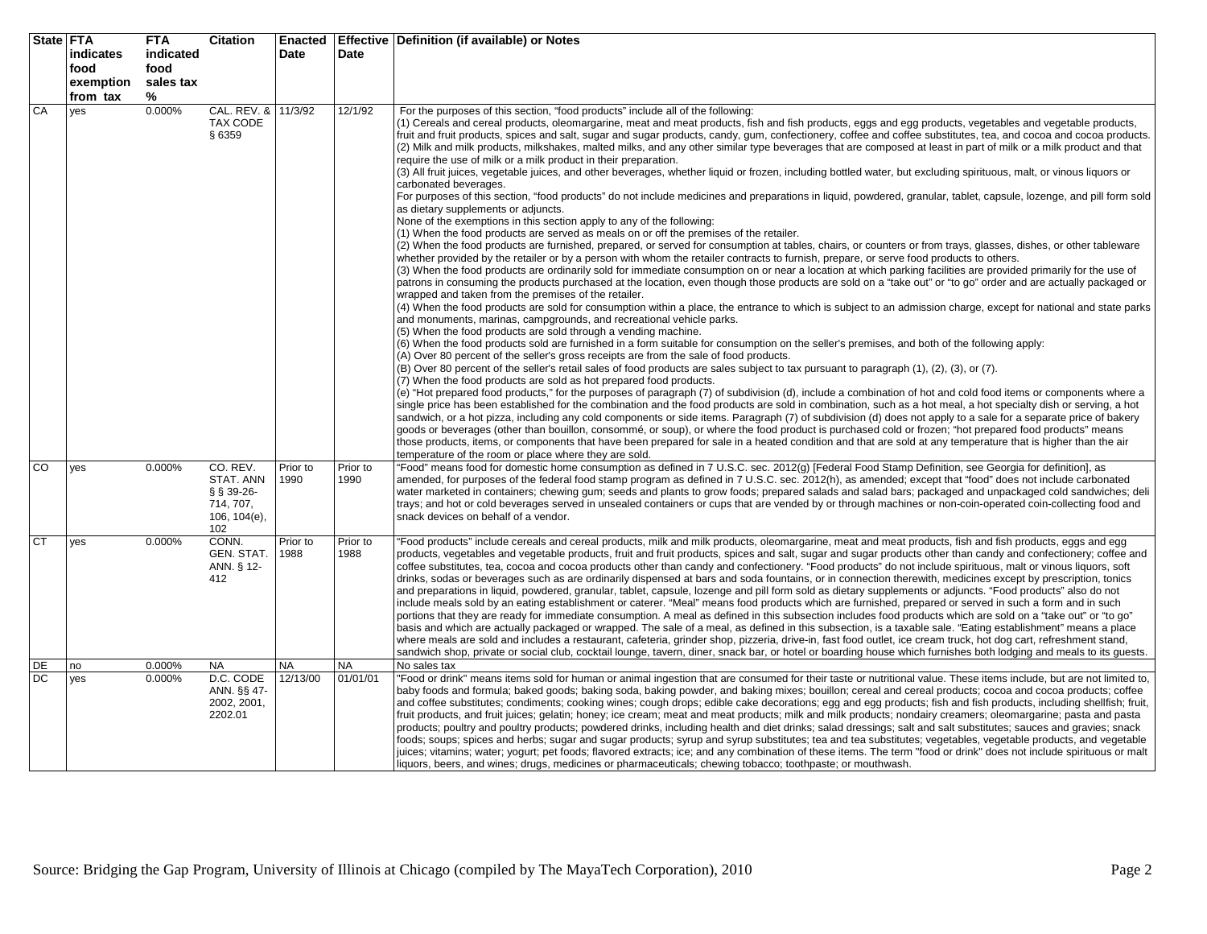| State | FTA indicates food exemption from tax | FTA indicated food sales tax % | Citation | Enacted Date | Effective Date | Definition (if available) or Notes |
|---|---|---|---|---|---|---|
| CA | yes | 0.000% | CAL. REV. & TAX CODE § 6359 | 11/3/92 | 12/1/92 | For the purposes of this section, "food products" include all of the following: (1) Cereals and cereal products, oleomargarine, meat and meat products, fish and fish products, eggs and egg products, vegetables and vegetable products, fruit and fruit products, spices and salt, sugar and sugar products, candy, gum, confectionery, coffee and coffee substitutes, tea, and cocoa and cocoa products. (2) Milk and milk products, milkshakes, malted milks, and any other similar type beverages that are composed at least in part of milk or a milk product and that require the use of milk or a milk product in their preparation. (3) All fruit juices, vegetable juices, and other beverages, whether liquid or frozen, including bottled water, but excluding spirituous, malt, or vinous liquors or carbonated beverages. For purposes of this section, "food products" do not include medicines and preparations in liquid, powdered, granular, tablet, capsule, lozenge, and pill form sold as dietary supplements or adjuncts. None of the exemptions in this section apply to any of the following: (1) When the food products are served as meals on or off the premises of the retailer. (2) When the food products are furnished, prepared, or served for consumption at tables, chairs, or counters or from trays, glasses, dishes, or other tableware whether provided by the retailer or by a person with whom the retailer contracts to furnish, prepare, or serve food products to others. (3) When the food products are ordinarily sold for immediate consumption on or near a location at which parking facilities are provided primarily for the use of patrons in consuming the products purchased at the location, even though those products are sold on a "take out" or "to go" order and are actually packaged or wrapped and taken from the premises of the retailer. (4) When the food products are sold for consumption within a place, the entrance to which is subject to an admission charge, except for national and state parks and monuments, marinas, campgrounds, and recreational vehicle parks. (5) When the food products are sold through a vending machine. (6) When the food products sold are furnished in a form suitable for consumption on the seller's premises, and both of the following apply: (A) Over 80 percent of the seller's gross receipts are from the sale of food products. (B) Over 80 percent of the seller's retail sales of food products are sales subject to tax pursuant to paragraph (1), (2), (3), or (7). (7) When the food products are sold as hot prepared food products. (e) "Hot prepared food products," for the purposes of paragraph (7) of subdivision (d), include a combination of hot and cold food items or components where a single price has been established for the combination and the food products are sold in combination, such as a hot meal, a hot specialty dish or serving, a hot sandwich, or a hot pizza, including any cold components or side items. Paragraph (7) of subdivision (d) does not apply to a sale for a separate price of bakery goods or beverages (other than bouillon, consommé, or soup), or where the food product is purchased cold or frozen; "hot prepared food products" means those products, items, or components that have been prepared for sale in a heated condition and that are sold at any temperature that is higher than the air temperature of the room or place where they are sold. |
| CO | yes | 0.000% | CO. REV. STAT. ANN § § 39-26-714, 707, 106, 104(e), 102 | Prior to 1990 | Prior to 1990 | "Food" means food for domestic home consumption as defined in 7 U.S.C. sec. 2012(g) [Federal Food Stamp Definition, see Georgia for definition], as amended, for purposes of the federal food stamp program as defined in 7 U.S.C. sec. 2012(h), as amended; except that "food" does not include carbonated water marketed in containers; chewing gum; seeds and plants to grow foods; prepared salads and salad bars; packaged and unpackaged cold sandwiches; deli trays; and hot or cold beverages served in unsealed containers or cups that are vended by or through machines or non-coin-operated coin-collecting food and snack devices on behalf of a vendor. |
| CT | yes | 0.000% | CONN. GEN. STAT. ANN. § 12-412 | Prior to 1988 | Prior to 1988 | "Food products" include cereals and cereal products, milk and milk products, oleomargarine, meat and meat products, fish and fish products, eggs and egg products, vegetables and vegetable products, fruit and fruit products, spices and salt, sugar and sugar products other than candy and confectionery; coffee and coffee substitutes, tea, cocoa and cocoa products other than candy and confectionery. "Food products" do not include spirituous, malt or vinous liquors, soft drinks, sodas or beverages such as are ordinarily dispensed at bars and soda fountains, or in connection therewith, medicines except by prescription, tonics and preparations in liquid, powdered, granular, tablet, capsule, lozenge and pill form sold as dietary supplements or adjuncts. "Food products" also do not include meals sold by an eating establishment or caterer. "Meal" means food products which are furnished, prepared or served in such a form and in such portions that they are ready for immediate consumption. A meal as defined in this subsection includes food products which are sold on a "take out" or "to go" basis and which are actually packaged or wrapped. The sale of a meal, as defined in this subsection, is a taxable sale. "Eating establishment" means a place where meals are sold and includes a restaurant, cafeteria, grinder shop, pizzeria, drive-in, fast food outlet, ice cream truck, hot dog cart, refreshment stand, sandwich shop, private or social club, cocktail lounge, tavern, diner, snack bar, or hotel or boarding house which furnishes both lodging and meals to its guests. |
| DE | no | 0.000% | NA | NA | NA | No sales tax |
| DC | yes | 0.000% | D.C. CODE ANN. §§ 47-2002, 2001, 2202.01 | 12/13/00 | 01/01/01 | "Food or drink" means items sold for human or animal ingestion that are consumed for their taste or nutritional value. These items include, but are not limited to, baby foods and formula; baked goods; baking soda, baking powder, and baking mixes; bouillon; cereal and cereal products; cocoa and cocoa products; coffee and coffee substitutes; condiments; cooking wines; cough drops; edible cake decorations; egg and egg products; fish and fish products, including shellfish; fruit, fruit products, and fruit juices; gelatin; honey; ice cream; meat and meat products; milk and milk products; nondairy creamers; oleomargarine; pasta and pasta products; poultry and poultry products; powdered drinks, including health and diet drinks; salad dressings; salt and salt substitutes; sauces and gravies; snack foods; soups; spices and herbs; sugar and sugar products; syrup and syrup substitutes; tea and tea substitutes; vegetables, vegetable products, and vegetable juices; vitamins; water; yogurt; pet foods; flavored extracts; ice; and any combination of these items. The term "food or drink" does not include spirituous or malt liquors, beers, and wines; drugs, medicines or pharmaceuticals; chewing tobacco; toothpaste; or mouthwash. |

Source: Bridging the Gap Program, University of Illinois at Chicago (compiled by The MayaTech Corporation), 2010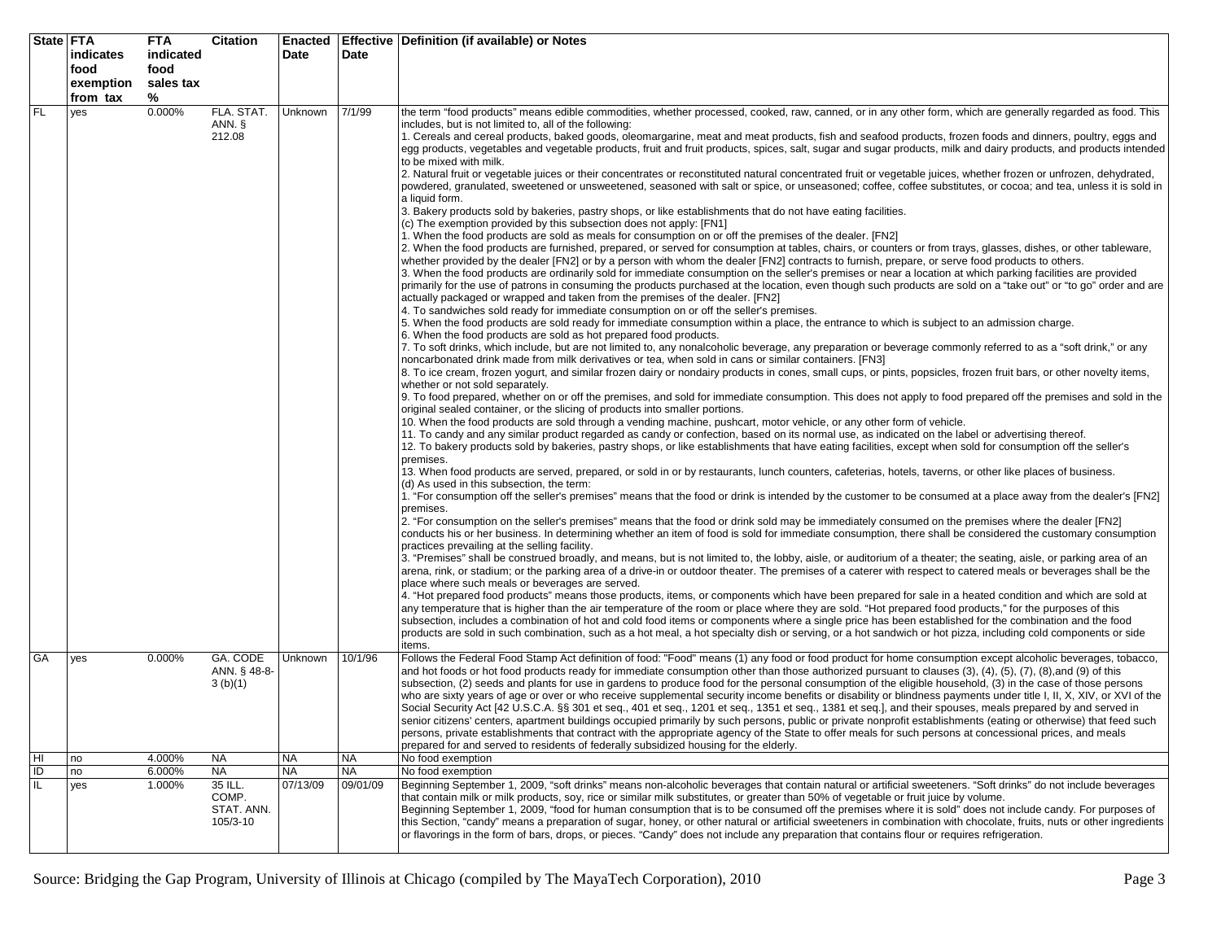| State | FTA indicates food exemption from tax | FTA indicated food sales tax % | Citation | Enacted Date | Effective Date | Definition (if available) or Notes |
|---|---|---|---|---|---|---|
| FL | yes | 0.000% | FLA. STAT. ANN. § 212.08 | Unknown | 7/1/99 | the term "food products" means edible commodities, whether processed, cooked, raw, canned, or in any other form, which are generally regarded as food. This includes, but is not limited to, all of the following:<br>1. Cereals and cereal products, baked goods, oleomargarine, meat and meat products, fish and seafood products, frozen foods and dinners, poultry, eggs and egg products, vegetables and vegetable products, fruit and fruit products, spices, salt, sugar and sugar products, milk and dairy products, and products intended to be mixed with milk.<br>2. Natural fruit or vegetable juices or their concentrates or reconstituted natural concentrated fruit or vegetable juices, whether frozen or unfrozen, dehydrated, powdered, granulated, sweetened or unsweetened, seasoned with salt or spice, or unseasoned; coffee, coffee substitutes, or cocoa; and tea, unless it is sold in a liquid form.<br>3. Bakery products sold by bakeries, pastry shops, or like establishments that do not have eating facilities.<br>(c) The exemption provided by this subsection does not apply: [FN1]<br>1. When the food products are sold as meals for consumption on or off the premises of the dealer. [FN2]<br>2. When the food products are furnished, prepared, or served for consumption at tables, chairs, or counters or from trays, glasses, dishes, or other tableware, whether provided by the dealer [FN2] or by a person with whom the dealer [FN2] contracts to furnish, prepare, or serve food products to others.<br>3. When the food products are ordinarily sold for immediate consumption on the seller's premises or near a location at which parking facilities are provided primarily for the use of patrons in consuming the products purchased at the location, even though such products are sold on a "take out" or "to go" order and are actually packaged or wrapped and taken from the premises of the dealer. [FN2]<br>4. To sandwiches sold ready for immediate consumption on or off the seller's premises.<br>5. When the food products are sold ready for immediate consumption within a place, the entrance to which is subject to an admission charge.<br>6. When the food products are sold as hot prepared food products.<br>7. To soft drinks, which include, but are not limited to, any nonalcoholic beverage, any preparation or beverage commonly referred to as a "soft drink," or any noncarbonated drink made from milk derivatives or tea, when sold in cans or similar containers. [FN3]<br>8. To ice cream, frozen yogurt, and similar frozen dairy or nondairy products in cones, small cups, or pints, popsicles, frozen fruit bars, or other novelty items, whether or not sold separately.<br>9. To food prepared, whether on or off the premises, and sold for immediate consumption. This does not apply to food prepared off the premises and sold in the original sealed container, or the slicing of products into smaller portions.<br>10. When the food products are sold through a vending machine, pushcart, motor vehicle, or any other form of vehicle.<br>11. To candy and any similar product regarded as candy or confection, based on its normal use, as indicated on the label or advertising thereof.<br>12. To bakery products sold by bakeries, pastry shops, or like establishments that have eating facilities, except when sold for consumption off the seller's premises.<br>13. When food products are served, prepared, or sold in or by restaurants, lunch counters, cafeterias, hotels, taverns, or other like places of business.<br>(d) As used in this subsection, the term:<br>1. "For consumption off the seller's premises" means that the food or drink is intended by the customer to be consumed at a place away from the dealer's [FN2] premises.<br>2. "For consumption on the seller's premises" means that the food or drink sold may be immediately consumed on the premises where the dealer [FN2] conducts his or her business. In determining whether an item of food is sold for immediate consumption, there shall be considered the customary consumption practices prevailing at the selling facility.<br>3. "Premises" shall be construed broadly, and means, but is not limited to, the lobby, aisle, or auditorium of a theater; the seating, aisle, or parking area of an arena, rink, or stadium; or the parking area of a drive-in or outdoor theater. The premises of a caterer with respect to catered meals or beverages shall be the place where such meals or beverages are served.<br>4. "Hot prepared food products" means those products, items, or components which have been prepared for sale in a heated condition and which are sold at any temperature that is higher than the air temperature of the room or place where they are sold. "Hot prepared food products," for the purposes of this subsection, includes a combination of hot and cold food items or components where a single price has been established for the combination and the food products are sold in such combination, such as a hot meal, a hot specialty dish or serving, or a hot sandwich or hot pizza, including cold components or side items. |
| GA | yes | 0.000% | GA. CODE ANN. § 48-8-3 (b)(1) | Unknown | 10/1/96 | Follows the Federal Food Stamp Act definition of food: "Food" means (1) any food or food product for home consumption except alcoholic beverages, tobacco, and hot foods or hot food products ready for immediate consumption other than those authorized pursuant to clauses (3), (4), (5), (7), (8),and (9) of this subsection, (2) seeds and plants for use in gardens to produce food for the personal consumption of the eligible household, (3) in the case of those persons who are sixty years of age or over or who receive supplemental security income benefits or disability or blindness payments under title I, II, X, XIV, or XVI of the Social Security Act [42 U.S.C.A. §§ 301 et seq., 401 et seq., 1201 et seq., 1351 et seq., 1381 et seq.], and their spouses, meals prepared by and served in senior citizens' centers, apartment buildings occupied primarily by such persons, public or private nonprofit establishments (eating or otherwise) that feed such persons, private establishments that contract with the appropriate agency of the State to offer meals for such persons at concessional prices, and meals prepared for and served to residents of federally subsidized housing for the elderly. |
| HI | no | 4.000% | NA | NA | NA | No food exemption |
| ID | no | 6.000% | NA | NA | NA | No food exemption |
| IL | yes | 1.000% | 35 ILL. COMP. STAT. ANN. 105/3-10 | 07/13/09 | 09/01/09 | Beginning September 1, 2009, "soft drinks" means non-alcoholic beverages that contain natural or artificial sweeteners. "Soft drinks" do not include beverages that contain milk or milk products, soy, rice or similar milk substitutes, or greater than 50% of vegetable or fruit juice by volume.<br>Beginning September 1, 2009, "food for human consumption that is to be consumed off the premises where it is sold" does not include candy. For purposes of this Section, "candy" means a preparation of sugar, honey, or other natural or artificial sweeteners in combination with chocolate, fruits, nuts or other ingredients or flavorings in the form of bars, drops, or pieces. "Candy" does not include any preparation that contains flour or requires refrigeration. |

Source: Bridging the Gap Program, University of Illinois at Chicago (compiled by The MayaTech Corporation), 2010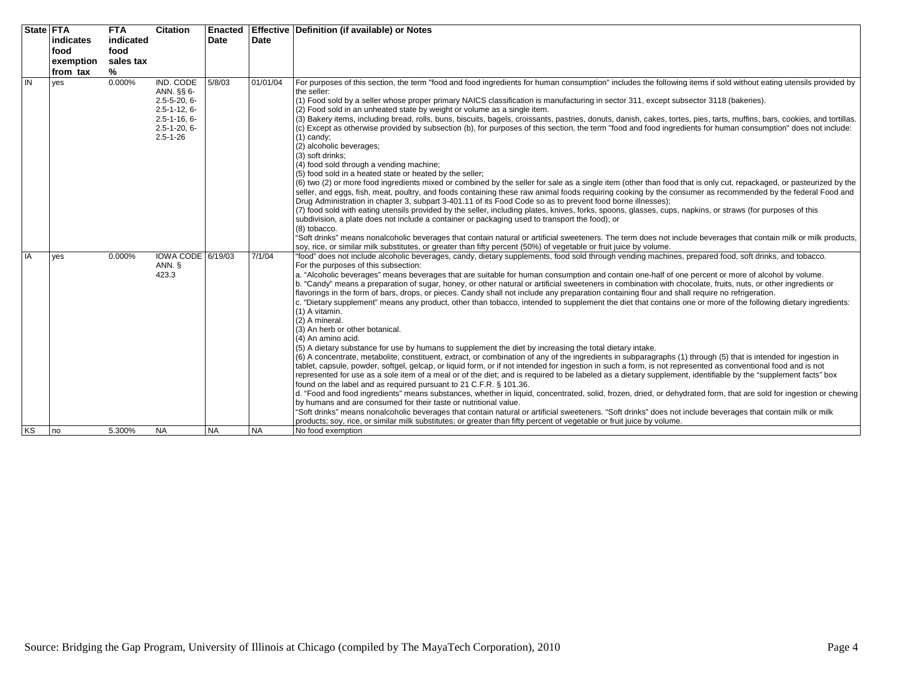| State | FTA indicates food exemption from tax | FTA indicated food sales tax % | Citation | Enacted Date | Effective Date | Definition (if available) or Notes |
|---|---|---|---|---|---|---|
| IN | yes | 0.000% | IND. CODE ANN. §§ 6-2.5-5-20, 6-2.5-1-12, 6-2.5-1-16, 6-2.5-1-20, 6-2.5-1-26 | 5/8/03 | 01/01/04 | For purposes of this section, the term "food and food ingredients for human consumption" includes the following items if sold without eating utensils provided by the seller:<br>(1) Food sold by a seller whose proper primary NAICS classification is manufacturing in sector 311, except subsector 3118 (bakeries).<br>(2) Food sold in an unheated state by weight or volume as a single item.<br>(3) Bakery items, including bread, rolls, buns, biscuits, bagels, croissants, pastries, donuts, danish, cakes, tortes, pies, tarts, muffins, bars, cookies, and tortillas.<br>(c) Except as otherwise provided by subsection (b), for purposes of this section, the term "food and food ingredients for human consumption" does not include:<br>(1) candy;<br>(2) alcoholic beverages;<br>(3) soft drinks;<br>(4) food sold through a vending machine;<br>(5) food sold in a heated state or heated by the seller;<br>(6) two (2) or more food ingredients mixed or combined by the seller for sale as a single item (other than food that is only cut, repackaged, or pasteurized by the seller, and eggs, fish, meat, poultry, and foods containing these raw animal foods requiring cooking by the consumer as recommended by the federal Food and Drug Administration in chapter 3, subpart 3-401.11 of its Food Code so as to prevent food borne illnesses);<br>(7) food sold with eating utensils provided by the seller, including plates, knives, forks, spoons, glasses, cups, napkins, or straws (for purposes of this subdivision, a plate does not include a container or packaging used to transport the food); or<br>(8) tobacco.<br>"Soft drinks" means nonalcoholic beverages that contain natural or artificial sweeteners. The term does not include beverages that contain milk or milk products, soy, rice, or similar milk substitutes, or greater than fifty percent (50%) of vegetable or fruit juice by volume. |
| IA | yes | 0.000% | IOWA CODE ANN. § 423.3 | 6/19/03 | 7/1/04 | "food" does not include alcoholic beverages, candy, dietary supplements, food sold through vending machines, prepared food, soft drinks, and tobacco.<br>For the purposes of this subsection:<br>a. "Alcoholic beverages" means beverages that are suitable for human consumption and contain one-half of one percent or more of alcohol by volume.<br>b. "Candy" means a preparation of sugar, honey, or other natural or artificial sweeteners in combination with chocolate, fruits, nuts, or other ingredients or flavorings in the form of bars, drops, or pieces. Candy shall not include any preparation containing flour and shall require no refrigeration.<br>c. "Dietary supplement" means any product, other than tobacco, intended to supplement the diet that contains one or more of the following dietary ingredients:<br>(1) A vitamin.<br>(2) A mineral.<br>(3) An herb or other botanical.<br>(4) An amino acid.<br>(5) A dietary substance for use by humans to supplement the diet by increasing the total dietary intake.<br>(6) A concentrate, metabolite, constituent, extract, or combination of any of the ingredients in subparagraphs (1) through (5) that is intended for ingestion in tablet, capsule, powder, softgel, gelcap, or liquid form, or if not intended for ingestion in such a form, is not represented as conventional food and is not represented for use as a sole item of a meal or of the diet; and is required to be labeled as a dietary supplement, identifiable by the "supplement facts" box found on the label and as required pursuant to 21 C.F.R. § 101.36.<br>d. "Food and food ingredients" means substances, whether in liquid, concentrated, solid, frozen, dried, or dehydrated form, that are sold for ingestion or chewing by humans and are consumed for their taste or nutritional value.<br>"Soft drinks" means nonalcoholic beverages that contain natural or artificial sweeteners. "Soft drinks" does not include beverages that contain milk or milk products; soy, rice, or similar milk substitutes; or greater than fifty percent of vegetable or fruit juice by volume. |
| KS | no | 5.300% | NA | NA | NA | No food exemption |

Source: Bridging the Gap Program, University of Illinois at Chicago (compiled by The MayaTech Corporation), 2010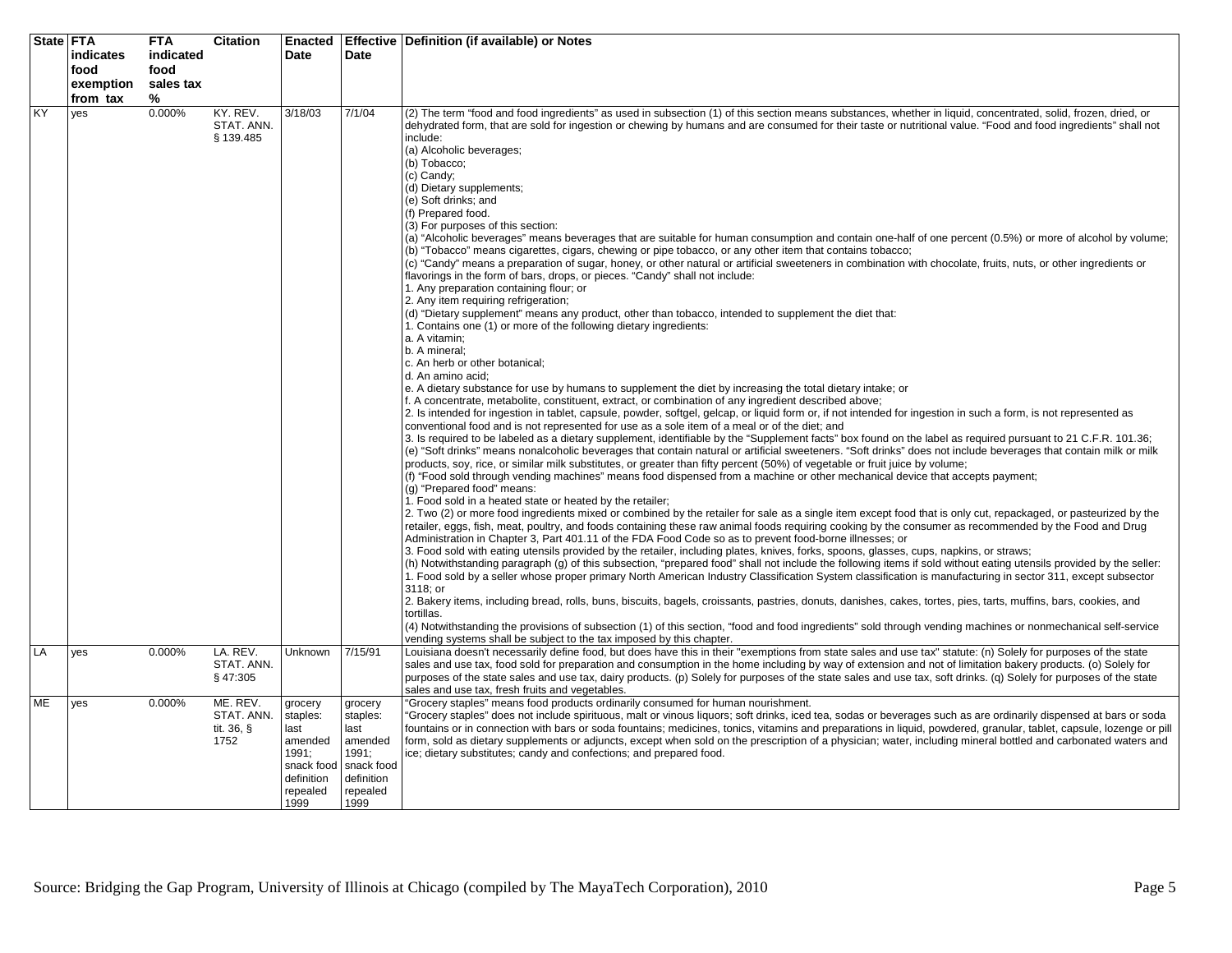| State | FTA indicates food exemption from tax | FTA indicated food sales tax % | Citation | Enacted Date | Effective Date | Definition (if available) or Notes |
|---|---|---|---|---|---|---|
| KY | yes | 0.000% | KY. REV. STAT. ANN. § 139.485 | 3/18/03 | 7/1/04 | (2) The term "food and food ingredients" as used in subsection (1) of this section means substances, whether in liquid, concentrated, solid, frozen, dried, or dehydrated form, that are sold for ingestion or chewing by humans and are consumed for their taste or nutritional value. "Food and food ingredients" shall not include:<br>(a) Alcoholic beverages;<br>(b) Tobacco;<br>(c) Candy;<br>(d) Dietary supplements;<br>(e) Soft drinks; and<br>(f) Prepared food.<br>(3) For purposes of this section:<br>(a) "Alcoholic beverages" means beverages that are suitable for human consumption and contain one-half of one percent (0.5%) or more of alcohol by volume;<br>(b) "Tobacco" means cigarettes, cigars, chewing or pipe tobacco, or any other item that contains tobacco;<br>(c) "Candy" means a preparation of sugar, honey, or other natural or artificial sweeteners in combination with chocolate, fruits, nuts, or other ingredients or flavorings in the form of bars, drops, or pieces. "Candy" shall not include:<br>1. Any preparation containing flour; or<br>2. Any item requiring refrigeration;<br>(d) "Dietary supplement" means any product, other than tobacco, intended to supplement the diet that:<br>1. Contains one (1) or more of the following dietary ingredients:<br>a. A vitamin;<br>b. A mineral;<br>c. An herb or other botanical;<br>d. An amino acid;<br>e. A dietary substance for use by humans to supplement the diet by increasing the total dietary intake; or<br>f. A concentrate, metabolite, constituent, extract, or combination of any ingredient described above;<br>2. Is intended for ingestion in tablet, capsule, powder, softgel, gelcap, or liquid form or, if not intended for ingestion in such a form, is not represented as conventional food and is not represented for use as a sole item of a meal or of the diet; and<br>3. Is required to be labeled as a dietary supplement, identifiable by the "Supplement facts" box found on the label as required pursuant to 21 C.F.R. 101.36;<br>(e) "Soft drinks" means nonalcoholic beverages that contain natural or artificial sweeteners. "Soft drinks" does not include beverages that contain milk or milk products, soy, rice, or similar milk substitutes, or greater than fifty percent (50%) of vegetable or fruit juice by volume;<br>(f) "Food sold through vending machines" means food dispensed from a machine or other mechanical device that accepts payment;<br>(g) "Prepared food" means:<br>1. Food sold in a heated state or heated by the retailer;<br>2. Two (2) or more food ingredients mixed or combined by the retailer for sale as a single item except food that is only cut, repackaged, or pasteurized by the retailer, eggs, fish, meat, poultry, and foods containing these raw animal foods requiring cooking by the consumer as recommended by the Food and Drug Administration in Chapter 3, Part 401.11 of the FDA Food Code so as to prevent food-borne illnesses; or<br>3. Food sold with eating utensils provided by the retailer, including plates, knives, forks, spoons, glasses, cups, napkins, or straws;<br>(h) Notwithstanding paragraph (g) of this subsection, "prepared food" shall not include the following items if sold without eating utensils provided by the seller:<br>1. Food sold by a seller whose proper primary North American Industry Classification System classification is manufacturing in sector 311, except subsector 3118; or<br>2. Bakery items, including bread, rolls, buns, biscuits, bagels, croissants, pastries, donuts, danishes, cakes, tortes, pies, tarts, muffins, bars, cookies, and tortillas.<br>(4) Notwithstanding the provisions of subsection (1) of this section, "food and food ingredients" sold through vending machines or nonmechanical self-service vending systems shall be subject to the tax imposed by this chapter. |
| LA | yes | 0.000% | LA. REV. STAT. ANN. § 47:305 | Unknown | 7/15/91 | Louisiana doesn't necessarily define food, but does have this in their "exemptions from state sales and use tax" statute: (n) Solely for purposes of the state sales and use tax, food sold for preparation and consumption in the home including by way of extension and not of limitation bakery products. (o) Solely for purposes of the state sales and use tax, dairy products. (p) Solely for purposes of the state sales and use tax, soft drinks. (q) Solely for purposes of the state sales and use tax, fresh fruits and vegetables. |
| ME | yes | 0.000% | ME. REV. STAT. ANN. tit. 36, § 1752 | grocery staples: last amended 1991; snack food definition repealed 1999 | grocery staples: last amended 1991; snack food definition repealed 1999 | "Grocery staples" means food products ordinarily consumed for human nourishment.<br>"Grocery staples" does not include spirituous, malt or vinous liquors; soft drinks, iced tea, sodas or beverages such as are ordinarily dispensed at bars or soda fountains or in connection with bars or soda fountains; medicines, tonics, vitamins and preparations in liquid, powdered, granular, tablet, capsule, lozenge or pill form, sold as dietary supplements or adjuncts, except when sold on the prescription of a physician; water, including mineral bottled and carbonated waters and ice; dietary substitutes; candy and confections; and prepared food. |

Source: Bridging the Gap Program, University of Illinois at Chicago (compiled by The MayaTech Corporation), 2010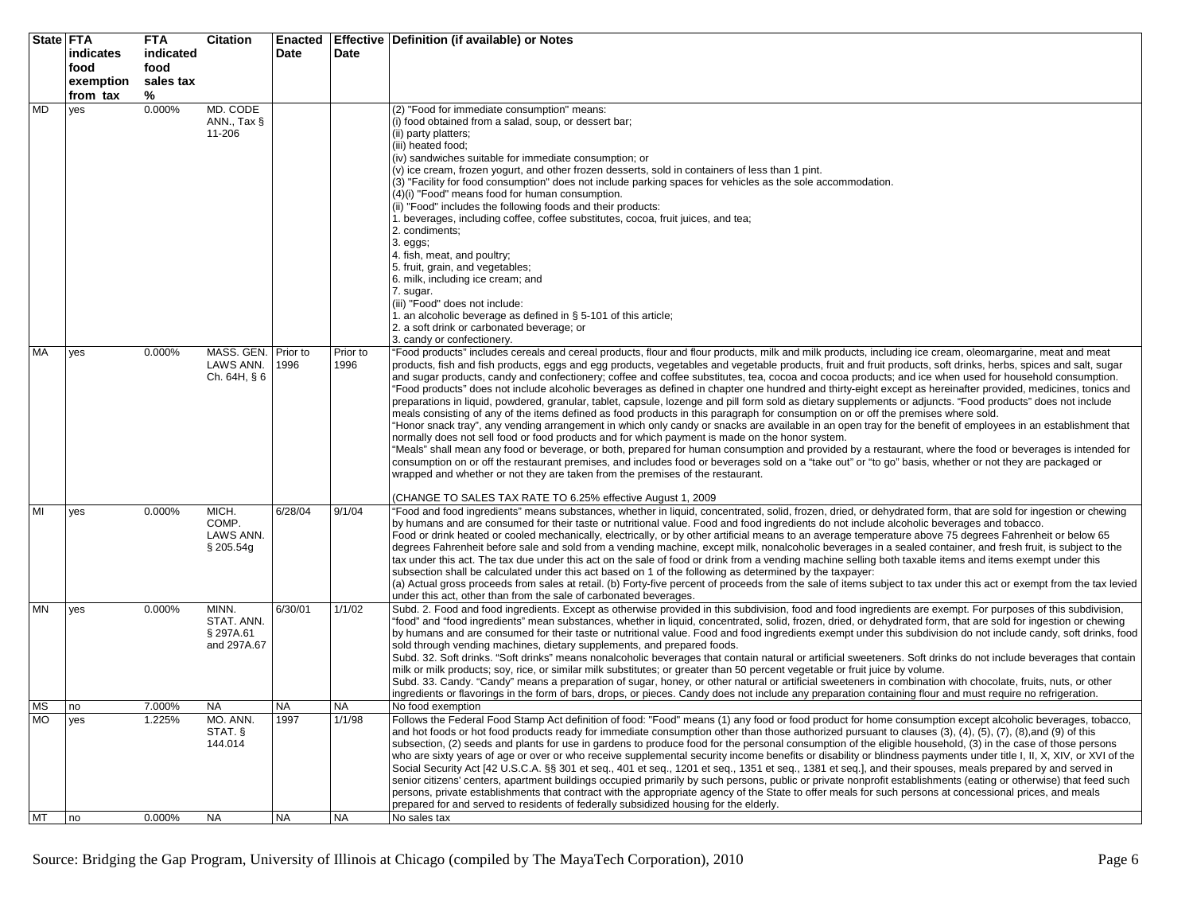| State | FTA indicates food exemption from tax | FTA indicated food sales tax % | Citation | Enacted Date | Effective Date | Definition (if available) or Notes |
|---|---|---|---|---|---|---|
| MD | yes | 0.000% | MD. CODE ANN., Tax § 11-206 | | | (2) "Food for immediate consumption" means:<br>(i) food obtained from a salad, soup, or dessert bar;<br>(ii) party platters;<br>(iii) heated food;<br>(iv) sandwiches suitable for immediate consumption; or<br>(v) ice cream, frozen yogurt, and other frozen desserts, sold in containers of less than 1 pint.<br>(3) "Facility for food consumption" does not include parking spaces for vehicles as the sole accommodation.<br>(4)(i) "Food" means food for human consumption.<br>(ii) "Food" includes the following foods and their products:<br>1. beverages, including coffee, coffee substitutes, cocoa, fruit juices, and tea;<br>2. condiments;<br>3. eggs;<br>4. fish, meat, and poultry;<br>5. fruit, grain, and vegetables;<br>6. milk, including ice cream; and<br>7. sugar.<br>(iii) "Food" does not include:<br>1. an alcoholic beverage as defined in § 5-101 of this article;<br>2. a soft drink or carbonated beverage; or<br>3. candy or confectionery. |
| MA | yes | 0.000% | MASS. GEN. LAWS ANN. Ch. 64H, § 6 | Prior to 1996 | Prior to 1996 | "Food products" includes cereals and cereal products, flour and flour products, milk and milk products, including ice cream, oleomargarine, meat and meat products, fish and fish products, eggs and egg products, vegetables and vegetable products, fruit and fruit products, soft drinks, herbs, spices and salt, sugar and sugar products, candy and confectionery; coffee and coffee substitutes, tea, cocoa and cocoa products; and ice when used for household consumption. "Food products" does not include alcoholic beverages as defined in chapter one hundred and thirty-eight except as hereinafter provided, medicines, tonics and preparations in liquid, powdered, granular, tablet, capsule, lozenge and pill form sold as dietary supplements or adjuncts. "Food products" does not include meals consisting of any of the items defined as food products in this paragraph for consumption on or off the premises where sold.<br>"Honor snack tray", any vending arrangement in which only candy or snacks are available in an open tray for the benefit of employees in an establishment that normally does not sell food or food products and for which payment is made on the honor system.<br>"Meals" shall mean any food or beverage, or both, prepared for human consumption and provided by a restaurant, where the food or beverages is intended for consumption on or off the restaurant premises, and includes food or beverages sold on a "take out" or "to go" basis, whether or not they are packaged or wrapped and whether or not they are taken from the premises of the restaurant.<br><br>(CHANGE TO SALES TAX RATE TO 6.25% effective August 1, 2009 |
| MI | yes | 0.000% | MICH. COMP. LAWS ANN. § 205.54g | 6/28/04 | 9/1/04 | "Food and food ingredients" means substances, whether in liquid, concentrated, solid, frozen, dried, or dehydrated form, that are sold for ingestion or chewing by humans and are consumed for their taste or nutritional value. Food and food ingredients do not include alcoholic beverages and tobacco.<br>Food or drink heated or cooled mechanically, electrically, or by other artificial means to an average temperature above 75 degrees Fahrenheit or below 65 degrees Fahrenheit before sale and sold from a vending machine, except milk, nonalcoholic beverages in a sealed container, and fresh fruit, is subject to the tax under this act. The tax due under this act on the sale of food or drink from a vending machine selling both taxable items and items exempt under this subsection shall be calculated under this act based on 1 of the following as determined by the taxpayer:<br>(a) Actual gross proceeds from sales at retail. (b) Forty-five percent of proceeds from the sale of items subject to tax under this act or exempt from the tax levied under this act, other than from the sale of carbonated beverages. |
| MN | yes | 0.000% | MINN. STAT. ANN. § 297A.61 and 297A.67 | 6/30/01 | 1/1/02 | Subd. 2. Food and food ingredients. Except as otherwise provided in this subdivision, food and food ingredients are exempt. For purposes of this subdivision, "food" and "food ingredients" mean substances, whether in liquid, concentrated, solid, frozen, dried, or dehydrated form, that are sold for ingestion or chewing by humans and are consumed for their taste or nutritional value. Food and food ingredients exempt under this subdivision do not include candy, soft drinks, food sold through vending machines, dietary supplements, and prepared foods.<br>Subd. 32. Soft drinks. "Soft drinks" means nonalcoholic beverages that contain natural or artificial sweeteners. Soft drinks do not include beverages that contain milk or milk products; soy, rice, or similar milk substitutes; or greater than 50 percent vegetable or fruit juice by volume.<br>Subd. 33. Candy. "Candy" means a preparation of sugar, honey, or other natural or artificial sweeteners in combination with chocolate, fruits, nuts, or other ingredients or flavorings in the form of bars, drops, or pieces. Candy does not include any preparation containing flour and must require no refrigeration. |
| MS | no | 7.000% | NA | NA | NA | No food exemption |
| MO | yes | 1.225% | MO. ANN. STAT. § 144.014 | 1997 | 1/1/98 | Follows the Federal Food Stamp Act definition of food: "Food" means (1) any food or food product for home consumption except alcoholic beverages, tobacco, and hot foods or hot food products ready for immediate consumption other than those authorized pursuant to clauses (3), (4), (5), (7), (8),and (9) of this subsection, (2) seeds and plants for use in gardens to produce food for the personal consumption of the eligible household, (3) in the case of those persons who are sixty years of age or over or who receive supplemental security income benefits or disability or blindness payments under title I, II, X, XIV, or XVI of the Social Security Act [42 U.S.C.A. §§ 301 et seq., 401 et seq., 1201 et seq., 1351 et seq., 1381 et seq.], and their spouses, meals prepared by and served in senior citizens' centers, apartment buildings occupied primarily by such persons, public or private nonprofit establishments (eating or otherwise) that feed such persons, private establishments that contract with the appropriate agency of the State to offer meals for such persons at concessional prices, and meals prepared for and served to residents of federally subsidized housing for the elderly. |
| MT | no | 0.000% | NA | NA | NA | No sales tax |

Source: Bridging the Gap Program, University of Illinois at Chicago (compiled by The MayaTech Corporation), 2010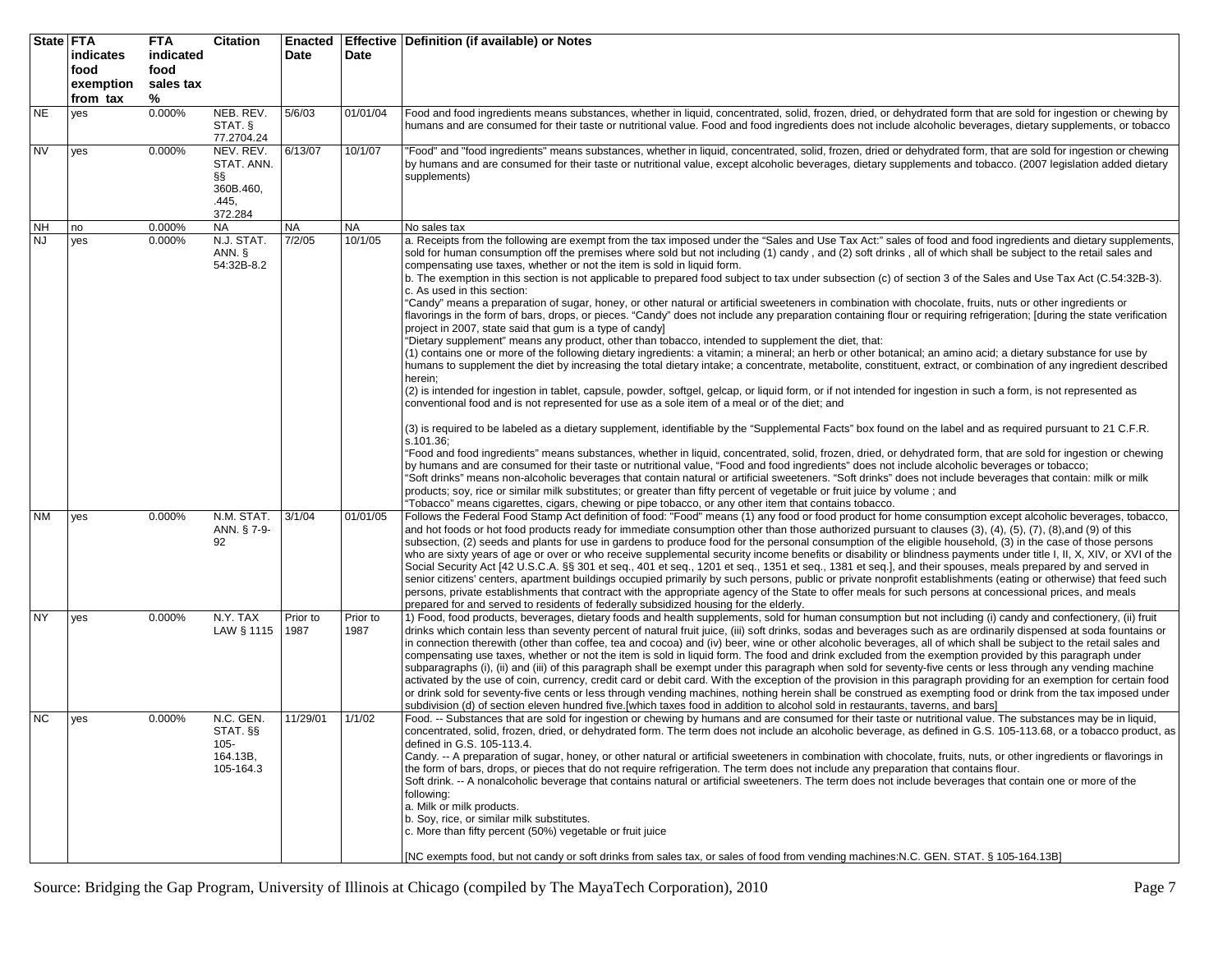| State | FTA indicates food exemption from tax | FTA indicated food sales tax % | Citation | Enacted Date | Effective Date | Definition (if available) or Notes |
|---|---|---|---|---|---|---|
| NE | yes | 0.000% | NEB. REV. STAT. § 77.2704.24 | 5/6/03 | 01/01/04 | Food and food ingredients means substances, whether in liquid, concentrated, solid, frozen, dried, or dehydrated form that are sold for ingestion or chewing by humans and are consumed for their taste or nutritional value. Food and food ingredients does not include alcoholic beverages, dietary supplements, or tobacco |
| NV | yes | 0.000% | NEV. REV. STAT. ANN. §§ 360B.460, .445, 372.284 | 6/13/07 | 10/1/07 | "Food" and "food ingredients" means substances, whether in liquid, concentrated, solid, frozen, dried or dehydrated form, that are sold for ingestion or chewing by humans and are consumed for their taste or nutritional value, except alcoholic beverages, dietary supplements and tobacco. (2007 legislation added dietary supplements) |
| NH | no | 0.000% | NA | NA | NA | No sales tax |
| NJ | yes | 0.000% | N.J. STAT. ANN. § 54:32B-8.2 | 7/2/05 | 10/1/05 | a. Receipts from the following are exempt from the tax imposed under the "Sales and Use Tax Act:" sales of food and food ingredients and dietary supplements, sold for human consumption off the premises where sold but not including (1) candy , and (2) soft drinks , all of which shall be subject to the retail sales and compensating use taxes, whether or not the item is sold in liquid form.<br>b. The exemption in this section is not applicable to prepared food subject to tax under subsection (c) of section 3 of the Sales and Use Tax Act (C.54:32B-3).<br>c. As used in this section:<br>"Candy" means a preparation of sugar, honey, or other natural or artificial sweeteners in combination with chocolate, fruits, nuts or other ingredients or flavorings in the form of bars, drops, or pieces. "Candy" does not include any preparation containing flour or requiring refrigeration; [during the state verification project in 2007, state said that gum is a type of candy]<br>"Dietary supplement" means any product, other than tobacco, intended to supplement the diet, that:<br>(1) contains one or more of the following dietary ingredients: a vitamin; a mineral; an herb or other botanical; an amino acid; a dietary substance for use by humans to supplement the diet by increasing the total dietary intake; a concentrate, metabolite, constituent, extract, or combination of any ingredient described herein;<br>(2) is intended for ingestion in tablet, capsule, powder, softgel, gelcap, or liquid form, or if not intended for ingestion in such a form, is not represented as conventional food and is not represented for use as a sole item of a meal or of the diet; and<br>(3) is required to be labeled as a dietary supplement, identifiable by the "Supplemental Facts" box found on the label and as required pursuant to 21 C.F.R. s.101.36;<br>"Food and food ingredients" means substances, whether in liquid, concentrated, solid, frozen, dried, or dehydrated form, that are sold for ingestion or chewing by humans and are consumed for their taste or nutritional value, "Food and food ingredients" does not include alcoholic beverages or tobacco;<br>"Soft drinks" means non-alcoholic beverages that contain natural or artificial sweeteners. "Soft drinks" does not include beverages that contain: milk or milk products; soy, rice or similar milk substitutes; or greater than fifty percent of vegetable or fruit juice by volume ; and<br>"Tobacco" means cigarettes, cigars, chewing or pipe tobacco, or any other item that contains tobacco. |
| NM | yes | 0.000% | N.M. STAT. ANN. § 7-9-92 | 3/1/04 | 01/01/05 | Follows the Federal Food Stamp Act definition of food: "Food" means (1) any food or food product for home consumption except alcoholic beverages, tobacco, and hot foods or hot food products ready for immediate consumption other than those authorized pursuant to clauses (3), (4), (5), (7), (8),and (9) of this subsection, (2) seeds and plants for use in gardens to produce food for the personal consumption of the eligible household, (3) in the case of those persons who are sixty years of age or over or who receive supplemental security income benefits or disability or blindness payments under title I, II, X, XIV, or XVI of the Social Security Act [42 U.S.C.A. §§ 301 et seq., 401 et seq., 1201 et seq., 1351 et seq., 1381 et seq.], and their spouses, meals prepared by and served in senior citizens' centers, apartment buildings occupied primarily by such persons, public or private nonprofit establishments (eating or otherwise) that feed such persons, private establishments that contract with the appropriate agency of the State to offer meals for such persons at concessional prices, and meals prepared for and served to residents of federally subsidized housing for the elderly. |
| NY | yes | 0.000% | N.Y. TAX LAW § 1115 | Prior to 1987 | Prior to 1987 | 1) Food, food products, beverages, dietary foods and health supplements, sold for human consumption but not including (i) candy and confectionery, (ii) fruit drinks which contain less than seventy percent of natural fruit juice, (iii) soft drinks, sodas and beverages such as are ordinarily dispensed at soda fountains or in connection therewith (other than coffee, tea and cocoa) and (iv) beer, wine or other alcoholic beverages, all of which shall be subject to the retail sales and compensating use taxes, whether or not the item is sold in liquid form. The food and drink excluded from the exemption provided by this paragraph under subparagraphs (i), (ii) and (iii) of this paragraph shall be exempt under this paragraph when sold for seventy-five cents or less through any vending machine activated by the use of coin, currency, credit card or debit card. With the exception of the provision in this paragraph providing for an exemption for certain food or drink sold for seventy-five cents or less through vending machines, nothing herein shall be construed as exempting food or drink from the tax imposed under subdivision (d) of section eleven hundred five.[which taxes food in addition to alcohol sold in restaurants, taverns, and bars] |
| NC | yes | 0.000% | N.C. GEN. STAT. §§ 105-164.13B, 105-164.3 | 11/29/01 | 1/1/02 | Food. -- Substances that are sold for ingestion or chewing by humans and are consumed for their taste or nutritional value. The substances may be in liquid, concentrated, solid, frozen, dried, or dehydrated form. The term does not include an alcoholic beverage, as defined in G.S. 105-113.68, or a tobacco product, as defined in G.S. 105-113.4.<br>Candy. -- A preparation of sugar, honey, or other natural or artificial sweeteners in combination with chocolate, fruits, nuts, or other ingredients or flavorings in the form of bars, drops, or pieces that do not require refrigeration. The term does not include any preparation that contains flour.<br>Soft drink. -- A nonalcoholic beverage that contains natural or artificial sweeteners. The term does not include beverages that contain one or more of the following:<br>a. Milk or milk products.<br>b. Soy, rice, or similar milk substitutes.<br>c. More than fifty percent (50%) vegetable or fruit juice<br><br>[NC exempts food, but not candy or soft drinks from sales tax, or sales of food from vending machines:N.C. GEN. STAT. § 105-164.13B] |

Source: Bridging the Gap Program, University of Illinois at Chicago (compiled by The MayaTech Corporation), 2010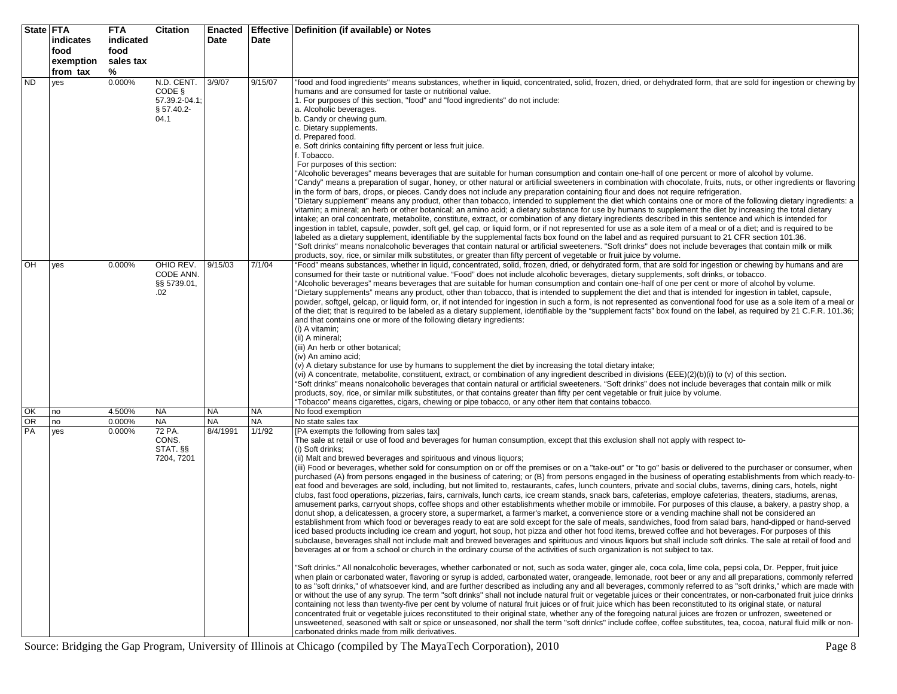| State | FTA indicates food exemption from tax | FTA indicated food sales tax % | Citation | Enacted Date | Effective Date | Definition (if available) or Notes |
|---|---|---|---|---|---|---|
| ND | yes | 0.000% | N.D. CENT. CODE § 57.39.2-04.1; § 57.40.2-04.1 | 3/9/07 | 9/15/07 | "food and food ingredients" means substances, whether in liquid, concentrated, solid, frozen, dried, or dehydrated form, that are sold for ingestion or chewing by humans and are consumed for taste or nutritional value.<br>1. For purposes of this section, "food" and "food ingredients" do not include:<br>a. Alcoholic beverages.<br>b. Candy or chewing gum.<br>c. Dietary supplements.<br>d. Prepared food.<br>e. Soft drinks containing fifty percent or less fruit juice.<br>f. Tobacco.<br>For purposes of this section:<br>"Alcoholic beverages" means beverages that are suitable for human consumption and contain one-half of one percent or more of alcohol by volume.<br>"Candy" means a preparation of sugar, honey, or other natural or artificial sweeteners in combination with chocolate, fruits, nuts, or other ingredients or flavoring in the form of bars, drops, or pieces. Candy does not include any preparation containing flour and does not require refrigeration.<br>"Dietary supplement" means any product, other than tobacco, intended to supplement the diet which contains one or more of the following dietary ingredients: a vitamin; a mineral; an herb or other botanical; an amino acid; a dietary substance for use by humans to supplement the diet by increasing the total dietary intake; an oral concentrate, metabolite, constitute, extract, or combination of any dietary ingredients described in this sentence and which is intended for ingestion in tablet, capsule, powder, soft gel, gel cap, or liquid form, or if not represented for use as a sole item of a meal or of a diet; and is required to be labeled as a dietary supplement, identifiable by the supplemental facts box found on the label and as required pursuant to 21 CFR section 101.36.<br>"Soft drinks" means nonalcoholic beverages that contain natural or artificial sweeteners. "Soft drinks" does not include beverages that contain milk or milk products, soy, rice, or similar milk substitutes, or greater than fifty percent of vegetable or fruit juice by volume. |
| OH | yes | 0.000% | OHIO REV. CODE ANN. §§ 5739.01, .02 | 9/15/03 | 7/1/04 | "Food" means substances, whether in liquid, concentrated, solid, frozen, dried, or dehydrated form, that are sold for ingestion or chewing by humans and are consumed for their taste or nutritional value. "Food" does not include alcoholic beverages, dietary supplements, soft drinks, or tobacco.<br>"Alcoholic beverages" means beverages that are suitable for human consumption and contain one-half of one per cent or more of alcohol by volume.<br>"Dietary supplements" means any product, other than tobacco, that is intended to supplement the diet and that is intended for ingestion in tablet, capsule, powder, softgel, gelcap, or liquid form, or, if not intended for ingestion in such a form, is not represented as conventional food for use as a sole item of a meal or of the diet; that is required to be labeled as a dietary supplement, identifiable by the "supplement facts" box found on the label, as required by 21 C.F.R. 101.36; and that contains one or more of the following dietary ingredients:<br>(i) A vitamin;<br>(ii) A mineral;<br>(iii) An herb or other botanical;<br>(iv) An amino acid;<br>(v) A dietary substance for use by humans to supplement the diet by increasing the total dietary intake;<br>(vi) A concentrate, metabolite, constituent, extract, or combination of any ingredient described in divisions (EEE)(2)(b)(i) to (v) of this section.<br>"Soft drinks" means nonalcoholic beverages that contain natural or artificial sweeteners. "Soft drinks" does not include beverages that contain milk or milk products, soy, rice, or similar milk substitutes, or that contains greater than fifty per cent vegetable or fruit juice by volume.<br>"Tobacco" means cigarettes, cigars, chewing or pipe tobacco, or any other item that contains tobacco. |
| OK | no | 4.500% | NA | NA | NA | No food exemption |
| OR | no | 0.000% | NA | NA | NA | No state sales tax |
| PA | yes | 0.000% | 72 PA. CONS. STAT. §§ 7204, 7201 | 8/4/1991 | 1/1/92 | [PA exempts the following from sales tax]<br>The sale at retail or use of food and beverages for human consumption, except that this exclusion shall not apply with respect to-<br>(i) Soft drinks;<br>(ii) Malt and brewed beverages and spirituous and vinous liquors;<br>(iii) Food or beverages, whether sold for consumption on or off the premises or on a "take-out" or "to go" basis or delivered to the purchaser or consumer, when purchased (A) from persons engaged in the business of catering; or (B) from persons engaged in the business of operating establishments from which ready-to-eat food and beverages are sold, including, but not limited to, restaurants, cafes, lunch counters, private and social clubs, taverns, dining cars, hotels, night clubs, fast food operations, pizzerias, fairs, carnivals, lunch carts, ice cream stands, snack bars, cafeterias, employe cafeterias, theaters, stadiums, arenas, amusement parks, carryout shops, coffee shops and other establishments whether mobile or immobile. For purposes of this clause, a bakery, a pastry shop, a donut shop, a delicatessen, a grocery store, a supermarket, a farmer's market, a convenience store or a vending machine shall not be considered an establishment from which food or beverages ready to eat are sold except for the sale of meals, sandwiches, food from salad bars, hand-dipped or hand-served iced based products including ice cream and yogurt, hot soup, hot pizza and other hot food items, brewed coffee and hot beverages. For purposes of this subclause, beverages shall not include malt and brewed beverages and spirituous and vinous liquors but shall include soft drinks. The sale at retail of food and beverages at or from a school or church in the ordinary course of the activities of such organization is not subject to tax.<br><br>"Soft drinks." All nonalcoholic beverages, whether carbonated or not, such as soda water, ginger ale, coca cola, lime cola, pepsi cola, Dr. Pepper, fruit juice when plain or carbonated water, flavoring or syrup is added, carbonated water, orangeade, lemonade, root beer or any and all preparations, commonly referred to as "soft drinks," of whatsoever kind, and are further described as including any and all beverages, commonly referred to as "soft drinks," which are made with or without the use of any syrup. The term "soft drinks" shall not include natural fruit or vegetable juices or their concentrates, or non-carbonated fruit juice drinks containing not less than twenty-five per cent by volume of natural fruit juices or of fruit juice which has been reconstituted to its original state, or natural concentrated fruit or vegetable juices reconstituted to their original state, whether any of the foregoing natural juices are frozen or unfrozen, sweetened or unsweetened, seasoned with salt or spice or unseasoned, nor shall the term "soft drinks" include coffee, coffee substitutes, tea, cocoa, natural fluid milk or non-carbonated drinks made from milk derivatives. |

Source: Bridging the Gap Program, University of Illinois at Chicago (compiled by The MayaTech Corporation), 2010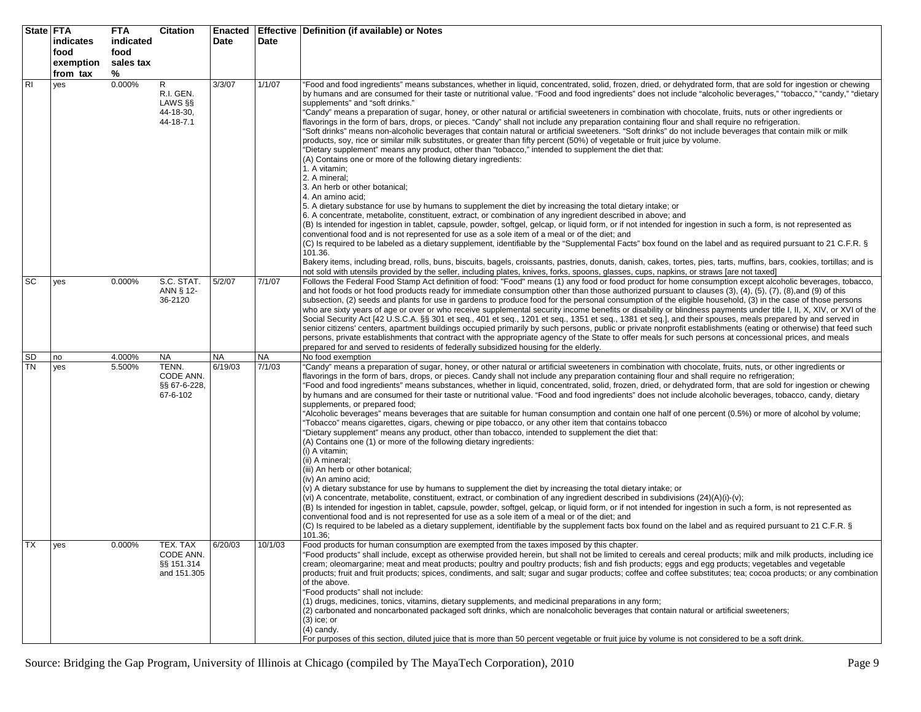| State | FTA indicates food exemption from tax | FTA indicated food sales tax % | Citation | Enacted Date | Effective Date | Definition (if available) or Notes |
|---|---|---|---|---|---|---|
| RI | yes | 0.000% | R R.I. GEN. LAWS §§ 44-18-30, 44-18-7.1 | 3/3/07 | 1/1/07 | "Food and food ingredients" means substances, whether in liquid, concentrated, solid, frozen, dried, or dehydrated form, that are sold for ingestion or chewing by humans and are consumed for their taste or nutritional value. "Food and food ingredients" does not include "alcoholic beverages," "tobacco," "candy," "dietary supplements" and "soft drinks."<br>"Candy" means a preparation of sugar, honey, or other natural or artificial sweeteners in combination with chocolate, fruits, nuts or other ingredients or flavorings in the form of bars, drops, or pieces. "Candy" shall not include any preparation containing flour and shall require no refrigeration.<br>"Soft drinks" means non-alcoholic beverages that contain natural or artificial sweeteners. "Soft drinks" do not include beverages that contain milk or milk products, soy, rice or similar milk substitutes, or greater than fifty percent (50%) of vegetable or fruit juice by volume.<br>"Dietary supplement" means any product, other than "tobacco," intended to supplement the diet that:<br>(A) Contains one or more of the following dietary ingredients:<br>1. A vitamin;<br>2. A mineral;<br>3. An herb or other botanical;<br>4. An amino acid;<br>5. A dietary substance for use by humans to supplement the diet by increasing the total dietary intake; or<br>6. A concentrate, metabolite, constituent, extract, or combination of any ingredient described in above; and<br>(B) Is intended for ingestion in tablet, capsule, powder, softgel, gelcap, or liquid form, or if not intended for ingestion in such a form, is not represented as conventional food and is not represented for use as a sole item of a meal or of the diet; and<br>(C) Is required to be labeled as a dietary supplement, identifiable by the "Supplemental Facts" box found on the label and as required pursuant to 21 C.F.R. § 101.36.<br>Bakery items, including bread, rolls, buns, biscuits, bagels, croissants, pastries, donuts, danish, cakes, tortes, pies, tarts, muffins, bars, cookies, tortillas; and is not sold with utensils provided by the seller, including plates, knives, forks, spoons, glasses, cups, napkins, or straws [are not taxed] |
| SC | yes | 0.000% | S.C. STAT. ANN § 12-36-2120 | 5/2/07 | 7/1/07 | Follows the Federal Food Stamp Act definition of food: "Food" means (1) any food or food product for home consumption except alcoholic beverages, tobacco, and hot foods or hot food products ready for immediate consumption other than those authorized pursuant to clauses (3), (4), (5), (7), (8),and (9) of this subsection, (2) seeds and plants for use in gardens to produce food for the personal consumption of the eligible household, (3) in the case of those persons who are sixty years of age or over or who receive supplemental security income benefits or disability or blindness payments under title I, II, X, XIV, or XVI of the Social Security Act [42 U.S.C.A. §§ 301 et seq., 401 et seq., 1201 et seq., 1351 et seq., 1381 et seq.], and their spouses, meals prepared by and served in senior citizens' centers, apartment buildings occupied primarily by such persons, public or private nonprofit establishments (eating or otherwise) that feed such persons, private establishments that contract with the appropriate agency of the State to offer meals for such persons at concessional prices, and meals prepared for and served to residents of federally subsidized housing for the elderly. |
| SD | no | 4.000% | NA | NA | NA | No food exemption |
| TN | yes | 5.500% | TENN. CODE ANN. §§ 67-6-228, 67-6-102 | 6/19/03 | 7/1/03 | "Candy" means a preparation of sugar, honey, or other natural or artificial sweeteners in combination with chocolate, fruits, nuts or other ingredients or flavorings in the form of bars, drops, or pieces. Candy shall not include any preparation containing flour and shall require no refrigeration;<br>"Food and food ingredients" means substances, whether in liquid, concentrated, solid, frozen, dried, or dehydrated form, that are sold for ingestion or chewing by humans and are consumed for their taste or nutritional value. "Food and food ingredients" does not include alcoholic beverages, tobacco, candy, dietary supplements, or prepared food;<br>"Alcoholic beverages" means beverages that are suitable for human consumption and contain one half of one percent (0.5%) or more of alcohol by volume;<br>"Tobacco" means cigarettes, cigars, chewing or pipe tobacco, or any other item that contains tobacco<br>"Dietary supplement" means any product, other than tobacco, intended to supplement the diet that:<br>(A) Contains one (1) or more of the following dietary ingredients:<br>(i) A vitamin;<br>(ii) A mineral;<br>(iii) An herb or other botanical;<br>(iv) An amino acid;<br>(v) A dietary substance for use by humans to supplement the diet by increasing the total dietary intake; or<br>(vi) A concentrate, metabolite, constituent, extract, or combination of any ingredient described in subdivisions (24)(A)(i)-(v);<br>(B) Is intended for ingestion in tablet, capsule, powder, softgel, gelcap, or liquid form, or if not intended for ingestion in such a form, is not represented as conventional food and is not represented for use as a sole item of a meal or of the diet; and<br>(C) Is required to be labeled as a dietary supplement, identifiable by the supplement facts box found on the label and as required pursuant to 21 C.F.R. § 101.36; |
| TX | yes | 0.000% | TEX. TAX CODE ANN. §§ 151.314 and 151.305 | 6/20/03 | 10/1/03 | Food products for human consumption are exempted from the taxes imposed by this chapter.<br>"Food products" shall include, except as otherwise provided herein, but shall not be limited to cereals and cereal products; milk and milk products, including ice cream; oleomargarine; meat and meat products; poultry and poultry products; fish and fish products; eggs and egg products; vegetables and vegetable products; fruit and fruit products; spices, condiments, and salt; sugar and sugar products; coffee and coffee substitutes; tea; cocoa products; or any combination of the above.<br>"Food products" shall not include:<br>(1) drugs, medicines, tonics, vitamins, dietary supplements, and medicinal preparations in any form;<br>(2) carbonated and noncarbonated packaged soft drinks, which are nonalcoholic beverages that contain natural or artificial sweeteners;<br>(3) ice; or<br>(4) candy.<br>For purposes of this section, diluted juice that is more than 50 percent vegetable or fruit juice by volume is not considered to be a soft drink. |

Source: Bridging the Gap Program, University of Illinois at Chicago (compiled by The MayaTech Corporation), 2010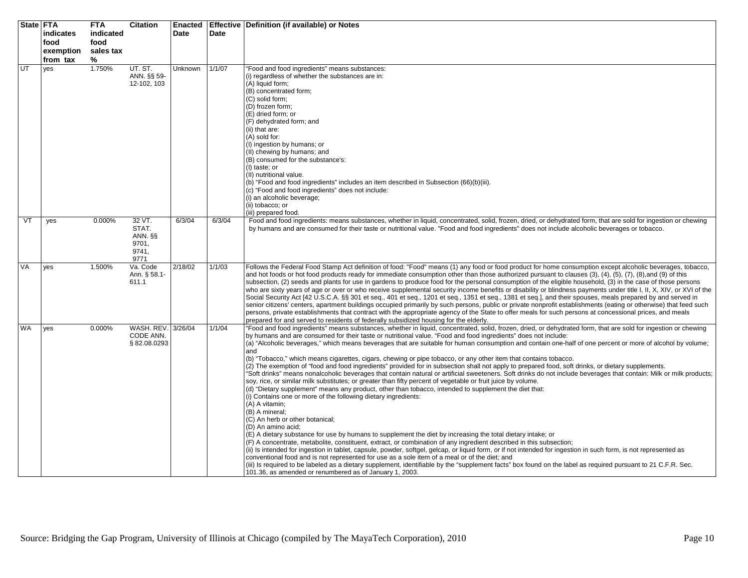| State | FTA indicates food exemption from tax | FTA indicated food sales tax % | Citation | Enacted Date | Effective Date | Definition (if available) or Notes |
|---|---|---|---|---|---|---|
| UT | yes | 1.750% | UT. ST. ANN. §§ 59-12-102, 103 | Unknown | 1/1/07 | "Food and food ingredients" means substances:<br>(i) regardless of whether the substances are in:<br>(A) liquid form;<br>(B) concentrated form;<br>(C) solid form;<br>(D) frozen form;<br>(E) dried form; or<br>(F) dehydrated form; and<br>(ii) that are:<br>(A) sold for:<br>(I) ingestion by humans; or<br>(II) chewing by humans; and<br>(B) consumed for the substance's:<br>(I) taste; or<br>(II) nutritional value.<br>(b) "Food and food ingredients" includes an item described in Subsection (66)(b)(iii).<br>(c) "Food and food ingredients" does not include:<br>(i) an alcoholic beverage;<br>(ii) tobacco; or<br>(iii) prepared food. |
| VT | yes | 0.000% | 32 VT. STAT. ANN. §§ 9701, 9741, 9771 | 6/3/04 | 6/3/04 | Food and food ingredients: means substances, whether in liquid, concentrated, solid, frozen, dried, or dehydrated form, that are sold for ingestion or chewing by humans and are consumed for their taste or nutritional value. "Food and food ingredients" does not include alcoholic beverages or tobacco. |
| VA | yes | 1.500% | Va. Code Ann. § 58.1-611.1 | 2/18/02 | 1/1/03 | Follows the Federal Food Stamp Act definition of food: "Food" means (1) any food or food product for home consumption except alcoholic beverages, tobacco, and hot foods or hot food products ready for immediate consumption other than those authorized pursuant to clauses (3), (4), (5), (7), (8),and (9) of this subsection, (2) seeds and plants for use in gardens to produce food for the personal consumption of the eligible household, (3) in the case of those persons who are sixty years of age or over or who receive supplemental security income benefits or disability or blindness payments under title I, II, X, XIV, or XVI of the Social Security Act [42 U.S.C.A. §§ 301 et seq., 401 et seq., 1201 et seq., 1351 et seq., 1381 et seq.], and their spouses, meals prepared by and served in senior citizens' centers, apartment buildings occupied primarily by such persons, public or private nonprofit establishments (eating or otherwise) that feed such persons, private establishments that contract with the appropriate agency of the State to offer meals for such persons at concessional prices, and meals prepared for and served to residents of federally subsidized housing for the elderly. |
| WA | yes | 0.000% | WASH. REV. CODE ANN. § 82.08.0293 | 3/26/04 | 1/1/04 | "Food and food ingredients" means substances, whether in liquid, concentrated, solid, frozen, dried, or dehydrated form, that are sold for ingestion or chewing by humans and are consumed for their taste or nutritional value. "Food and food ingredients" does not include:<br>(a) "Alcoholic beverages," which means beverages that are suitable for human consumption and contain one-half of one percent or more of alcohol by volume; and<br>(b) "Tobacco," which means cigarettes, cigars, chewing or pipe tobacco, or any other item that contains tobacco.<br>(2) The exemption of "food and food ingredients" provided for in subsection shall not apply to prepared food, soft drinks, or dietary supplements.<br>"Soft drinks" means nonalcoholic beverages that contain natural or artificial sweeteners. Soft drinks do not include beverages that contain: Milk or milk products; soy, rice, or similar milk substitutes; or greater than fifty percent of vegetable or fruit juice by volume.<br>(d) "Dietary supplement" means any product, other than tobacco, intended to supplement the diet that:<br>(i) Contains one or more of the following dietary ingredients:<br>(A) A vitamin;<br>(B) A mineral;<br>(C) An herb or other botanical;<br>(D) An amino acid;<br>(E) A dietary substance for use by humans to supplement the diet by increasing the total dietary intake; or<br>(F) A concentrate, metabolite, constituent, extract, or combination of any ingredient described in this subsection;<br>(ii) Is intended for ingestion in tablet, capsule, powder, softgel, gelcap, or liquid form, or if not intended for ingestion in such form, is not represented as conventional food and is not represented for use as a sole item of a meal or of the diet; and<br>(iii) Is required to be labeled as a dietary supplement, identifiable by the "supplement facts" box found on the label as required pursuant to 21 C.F.R. Sec. 101.36, as amended or renumbered as of January 1, 2003. |

Source: Bridging the Gap Program, University of Illinois at Chicago (compiled by The MayaTech Corporation), 2010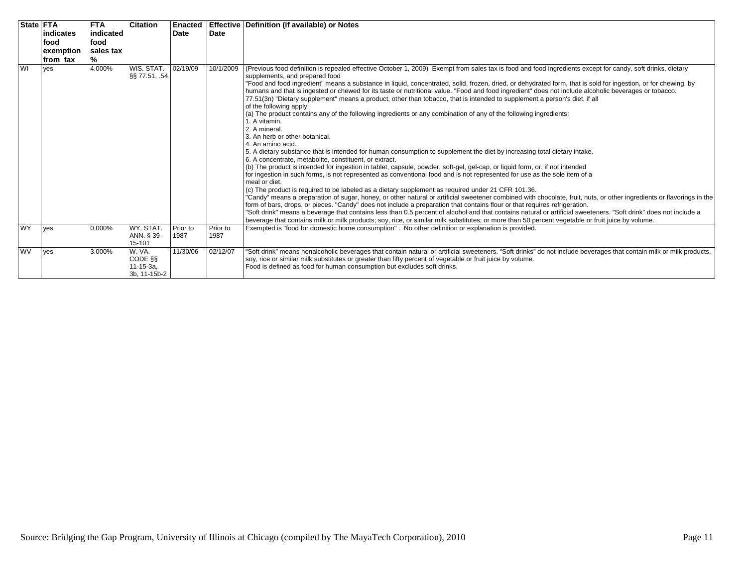| State | FTA indicates food exemption from tax | FTA indicated food sales tax % | Citation | Enacted Date | Effective Date | Definition (if available) or Notes |
|---|---|---|---|---|---|---|
| WI | yes | 4.000% | WIS. STAT. §§ 77.51, .54 | 02/19/09 | 10/1/2009 | (Previous food definition is repealed effective October 1, 2009) Exempt from sales tax is food and food ingredients except for candy, soft drinks, dietary supplements, and prepared food<br>"Food and food ingredient" means a substance in liquid, concentrated, solid, frozen, dried, or dehydrated form, that is sold for ingestion, or for chewing, by humans and that is ingested or chewed for its taste or nutritional value. "Food and food ingredient" does not include alcoholic beverages or tobacco.<br>77.51(3n) "Dietary supplement" means a product, other than tobacco, that is intended to supplement a person's diet, if all of the following apply:<br>(a) The product contains any of the following ingredients or any combination of any of the following ingredients:<br>1. A vitamin.<br>2. A mineral.<br>3. An herb or other botanical.<br>4. An amino acid.<br>5. A dietary substance that is intended for human consumption to supplement the diet by increasing total dietary intake.<br>6. A concentrate, metabolite, constituent, or extract.<br>(b) The product is intended for ingestion in tablet, capsule, powder, soft-gel, gel-cap, or liquid form, or, if not intended for ingestion in such forms, is not represented as conventional food and is not represented for use as the sole item of a meal or diet.<br>(c) The product is required to be labeled as a dietary supplement as required under 21 CFR 101.36.<br>"Candy" means a preparation of sugar, honey, or other natural or artificial sweetener combined with chocolate, fruit, nuts, or other ingredients or flavorings in the form of bars, drops, or pieces. "Candy" does not include a preparation that contains flour or that requires refrigeration.<br>"Soft drink" means a beverage that contains less than 0.5 percent of alcohol and that contains natural or artificial sweeteners. "Soft drink" does not include a beverage that contains milk or milk products; soy, rice, or similar milk substitutes; or more than 50 percent vegetable or fruit juice by volume. |
| WY | yes | 0.000% | WY. STAT. ANN. § 39-15-101 | Prior to 1987 | Prior to 1987 | Exempted is "food for domestic home consumption" . No other definition or explanation is provided. |
| WV | yes | 3.000% | W. VA. CODE §§ 11-15-3a, 3b, 11-15b-2 | 11/30/06 | 02/12/07 | "Soft drink" means nonalcoholic beverages that contain natural or artificial sweeteners. "Soft drinks" do not include beverages that contain milk or milk products, soy, rice or similar milk substitutes or greater than fifty percent of vegetable or fruit juice by volume.<br>Food is defined as food for human consumption but excludes soft drinks. |

Source: Bridging the Gap Program, University of Illinois at Chicago (compiled by The MayaTech Corporation), 2010